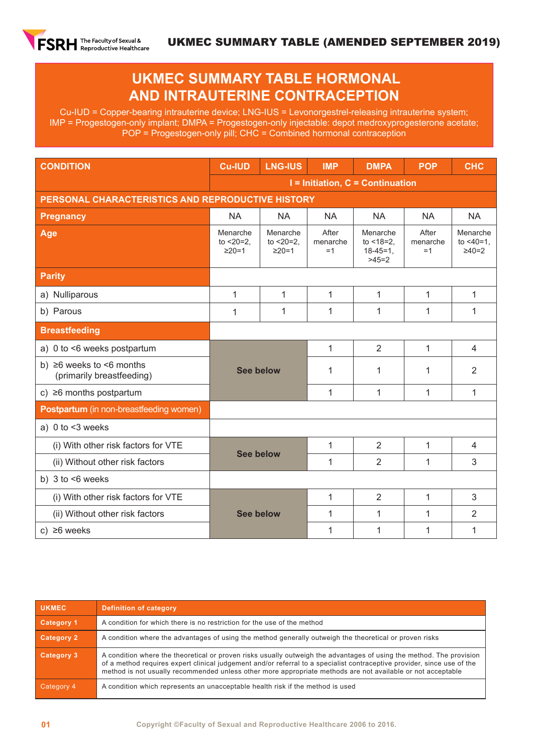# UKMEC SUMMARY TABLE HORMONAL AND INTRAUTERINE CONTRACEPTION

Cu-IUD = Copper-bearing intrauterine device; LNG-IUS = Levonorgestrel-releasing intrauterine system; IMP = Progestogen-only implant; DMPA = Progestogen-only injectable: depot medroxyprogesterone acetate; POP = Progestogen-only pill; CHC = Combined hormonal contraception

| CONDITION | Cu-IUD | LNG-IUS | IMP | DMPA | POP | CHC |
|---|---|---|---|---|---|---|
| | I = Initiation, C = Continuation | | | | | |
| **PERSONAL CHARACTERISTICS AND REPRODUCTIVE HISTORY** | | | | | | |
| **Pregnancy** | NA | NA | NA | NA | NA | NA |
| **Age** | Menarche to <20=2, ≥20=1 | Menarche to <20=2, ≥20=1 | After menarche =1 | Menarche to <18=2, 18-45=1, >45=2 | After menarche =1 | Menarche to <40=1, ≥40=2 |
| **Parity** | | | | | | |
| a) Nulliparous | 1 | 1 | 1 | 1 | 1 | 1 |
| b) Parous | 1 | 1 | 1 | 1 | 1 | 1 |
| **Breastfeeding** | | | | | | |
| a) 0 to <6 weeks postpartum | See below | | 1 | 2 | 1 | 4 |
| b) ≥6 weeks to <6 months (primarily breastfeeding) | | | 1 | 1 | 1 | 2 |
| c) ≥6 months postpartum | | | 1 | 1 | 1 | 1 |
| **Postpartum** (in non-breastfeeding women) | | | | | | |
| a) 0 to <3 weeks | | | | | | |
| (i) With other risk factors for VTE | See below | | 1 | 2 | 1 | 4 |
| (ii) Without other risk factors | | | 1 | 2 | 1 | 3 |
| b) 3 to <6 weeks | | | | | | |
| (i) With other risk factors for VTE | See below | | 1 | 2 | 1 | 3 |
| (ii) Without other risk factors | | | 1 | 1 | 1 | 2 |
| c) ≥6 weeks | | | 1 | 1 | 1 | 1 |

| UKMEC | Definition of category |
|---|---|
| **Category 1** | A condition for which there is no restriction for the use of the method |
| **Category 2** | A condition where the advantages of using the method generally outweigh the theoretical or proven risks |
| **Category 3** | A condition where the theoretical or proven risks usually outweigh the advantages of using the method. The provision of a method requires expert clinical judgement and/or referral to a specialist contraceptive provider, since use of the method is not usually recommended unless other more appropriate methods are not available or not acceptable |
| Category 4 | A condition which represents an unacceptable health risk if the method is used |

Copyright ©Faculty of Sexual and Reproductive Healthcare 2006 to 2016.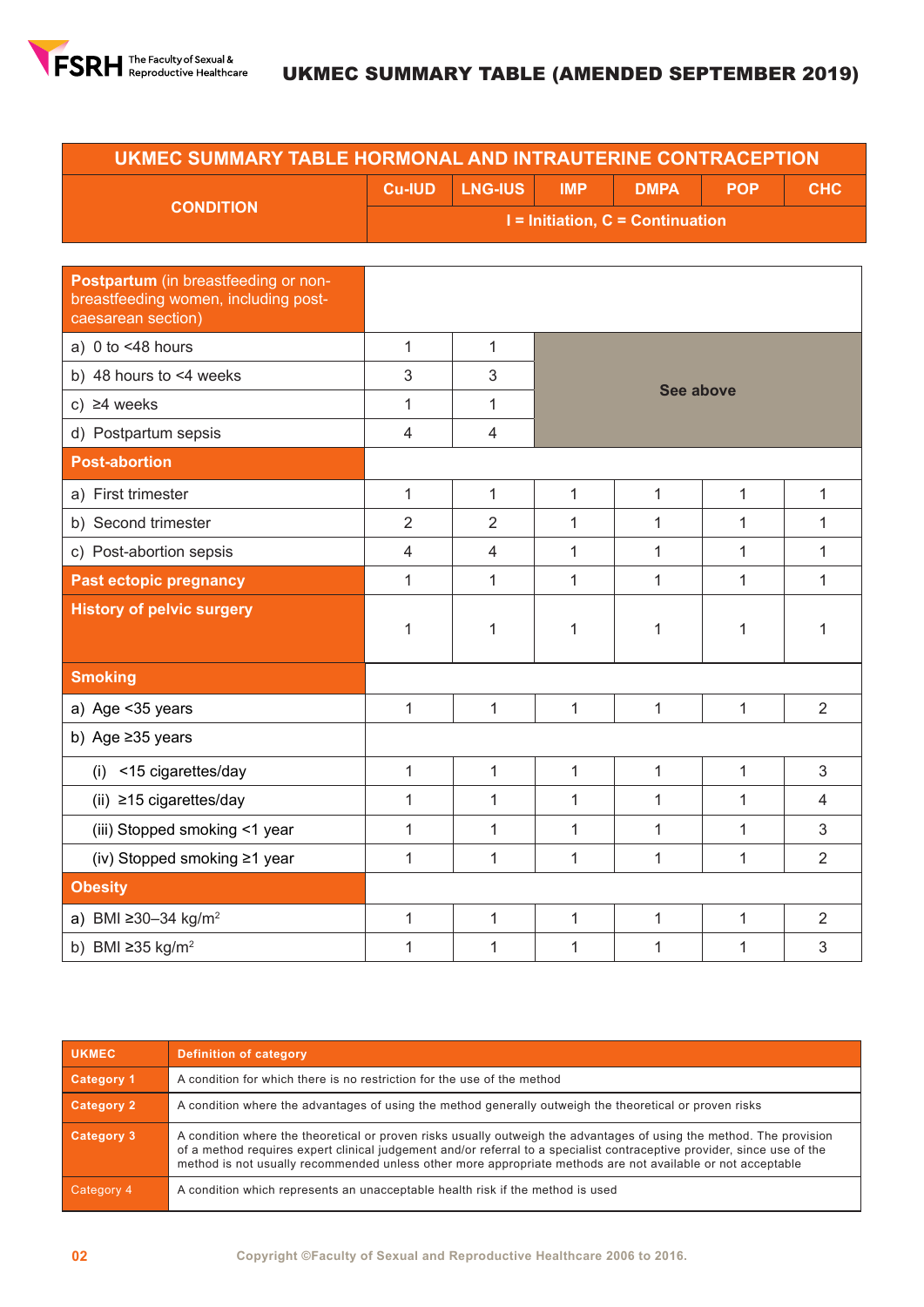# UKMEC SUMMARY TABLE (AMENDED SEPTEMBER 2019)

## UKMEC SUMMARY TABLE HORMONAL AND INTRAUTERINE CONTRACEPTION

| CONDITION | Cu-IUD | LNG-IUS | IMP | DMPA | POP | CHC |
|---|---|---|---|---|---|---|
| | I = Initiation, C = Continuation | | | | | |
| **Postpartum** (in breastfeeding or non-breastfeeding women, including post-caesarean section) | | | | | | |
| a) 0 to <48 hours | 1 | 1 | See above | | | |
| b) 48 hours to <4 weeks | 3 | 3 | | | | |
| c) ≥4 weeks | 1 | 1 | | | | |
| d) Postpartum sepsis | 4 | 4 | | | | |
| **Post-abortion** | | | | | | |
| a) First trimester | 1 | 1 | 1 | 1 | 1 | 1 |
| b) Second trimester | 2 | 2 | 1 | 1 | 1 | 1 |
| c) Post-abortion sepsis | 4 | 4 | 1 | 1 | 1 | 1 |
| **Past ectopic pregnancy** | 1 | 1 | 1 | 1 | 1 | 1 |
| **History of pelvic surgery** | 1 | 1 | 1 | 1 | 1 | 1 |
| **Smoking** | | | | | | |
| a) Age <35 years | 1 | 1 | 1 | 1 | 1 | 2 |
| b) Age ≥35 years | | | | | | |
| (i) <15 cigarettes/day | 1 | 1 | 1 | 1 | 1 | 3 |
| (ii) ≥15 cigarettes/day | 1 | 1 | 1 | 1 | 1 | 4 |
| (iii) Stopped smoking <1 year | 1 | 1 | 1 | 1 | 1 | 3 |
| (iv) Stopped smoking ≥1 year | 1 | 1 | 1 | 1 | 1 | 2 |
| **Obesity** | | | | | | |
| a) BMI ≥30–34 kg/m$^2$ | 1 | 1 | 1 | 1 | 1 | 2 |
| b) BMI ≥35 kg/m$^2$ | 1 | 1 | 1 | 1 | 1 | 3 |

| UKMEC | Definition of category |
|---|---|
| Category 1 | A condition for which there is no restriction for the use of the method |
| Category 2 | A condition where the advantages of using the method generally outweigh the theoretical or proven risks |
| Category 3 | A condition where the theoretical or proven risks usually outweigh the advantages of using the method. The provision of a method requires expert clinical judgement and/or referral to a specialist contraceptive provider, since use of the method is not usually recommended unless other more appropriate methods are not available or not acceptable |
| Category 4 | A condition which represents an unacceptable health risk if the method is used |

Copyright ©Faculty of Sexual and Reproductive Healthcare 2006 to 2016.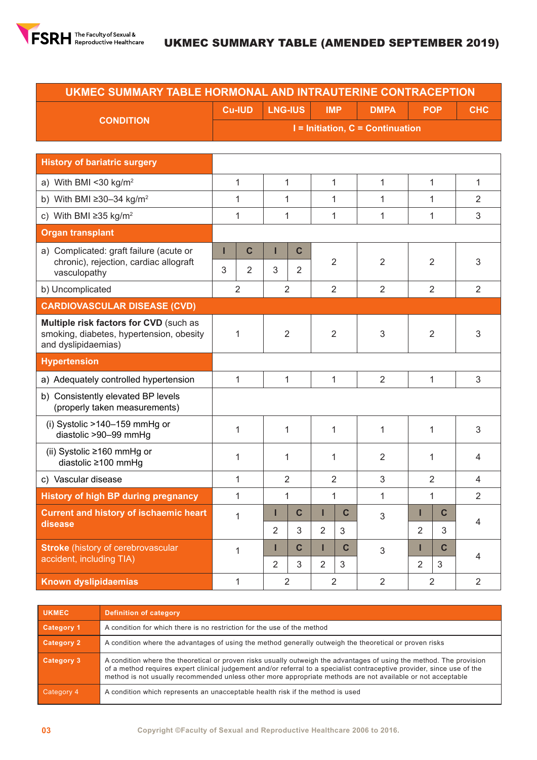## UKMEC SUMMARY TABLE (AMENDED SEPTEMBER 2019)

| CONDITION | Cu-IUD | | LNG-IUS | | IMP | | DMPA | POP | | CHC |
|---|---|---|---|---|---|---|---|---|---|---|
| | I = Initiation, C = Continuation | | | | | | | | | |
| **History of bariatric surgery** | | | | | | | | | | |
| a) With BMI <30 kg/m² | 1 | | 1 | | 1 | | 1 | 1 | | 1 |
| b) With BMI ≥30–34 kg/m² | 1 | | 1 | | 1 | | 1 | 1 | | 2 |
| c) With BMI ≥35 kg/m² | 1 | | 1 | | 1 | | 1 | 1 | | 3 |
| **Organ transplant** | | | | | | | | | | |
| a) Complicated: graft failure (acute or chronic), rejection, cardiac allograft vasculopathy | I: 3 | C: 2 | I: 3 | C: 2 | 2 | | 2 | 2 | | 3 |
| b) Uncomplicated | 2 | | 2 | | 2 | | 2 | 2 | | 2 |
| **CARDIOVASCULAR DISEASE (CVD)** | | | | | | | | | | |
| **Multiple risk factors for CVD** (such as smoking, diabetes, hypertension, obesity and dyslipidaemias) | 1 | | 2 | | 2 | | 3 | 2 | | 3 |
| **Hypertension** | | | | | | | | | | |
| a) Adequately controlled hypertension | 1 | | 1 | | 1 | | 2 | 1 | | 3 |
| b) Consistently elevated BP levels (properly taken measurements) | | | | | | | | | | |
| (i) Systolic >140–159 mmHg or diastolic >90–99 mmHg | 1 | | 1 | | 1 | | 1 | 1 | | 3 |
| (ii) Systolic ≥160 mmHg or diastolic ≥100 mmHg | 1 | | 1 | | 1 | | 2 | 1 | | 4 |
| c) Vascular disease | 1 | | 2 | | 2 | | 3 | 2 | | 4 |
| **History of high BP during pregnancy** | 1 | | 1 | | 1 | | 1 | 1 | | 2 |
| **Current and history of ischaemic heart disease** | 1 | | I: 2 | C: 3 | I: 2 | C: 3 | 3 | I: 2 | C: 3 | 4 |
| **Stroke** (history of cerebrovascular accident, including TIA) | 1 | | I: 2 | C: 3 | I: 2 | C: 3 | 3 | I: 2 | C: 3 | 4 |
| **Known dyslipidaemias** | 1 | | 2 | | 2 | | 2 | 2 | | 2 |

| UKMEC | Definition of category |
|---|---|
| Category 1 | A condition for which there is no restriction for the use of the method |
| Category 2 | A condition where the advantages of using the method generally outweigh the theoretical or proven risks |
| Category 3 | A condition where the theoretical or proven risks usually outweigh the advantages of using the method. The provision of a method requires expert clinical judgement and/or referral to a specialist contraceptive provider, since use of the method is not usually recommended unless other more appropriate methods are not available or not acceptable |
| Category 4 | A condition which represents an unacceptable health risk if the method is used |

Copyright ©Faculty of Sexual and Reproductive Healthcare 2006 to 2016.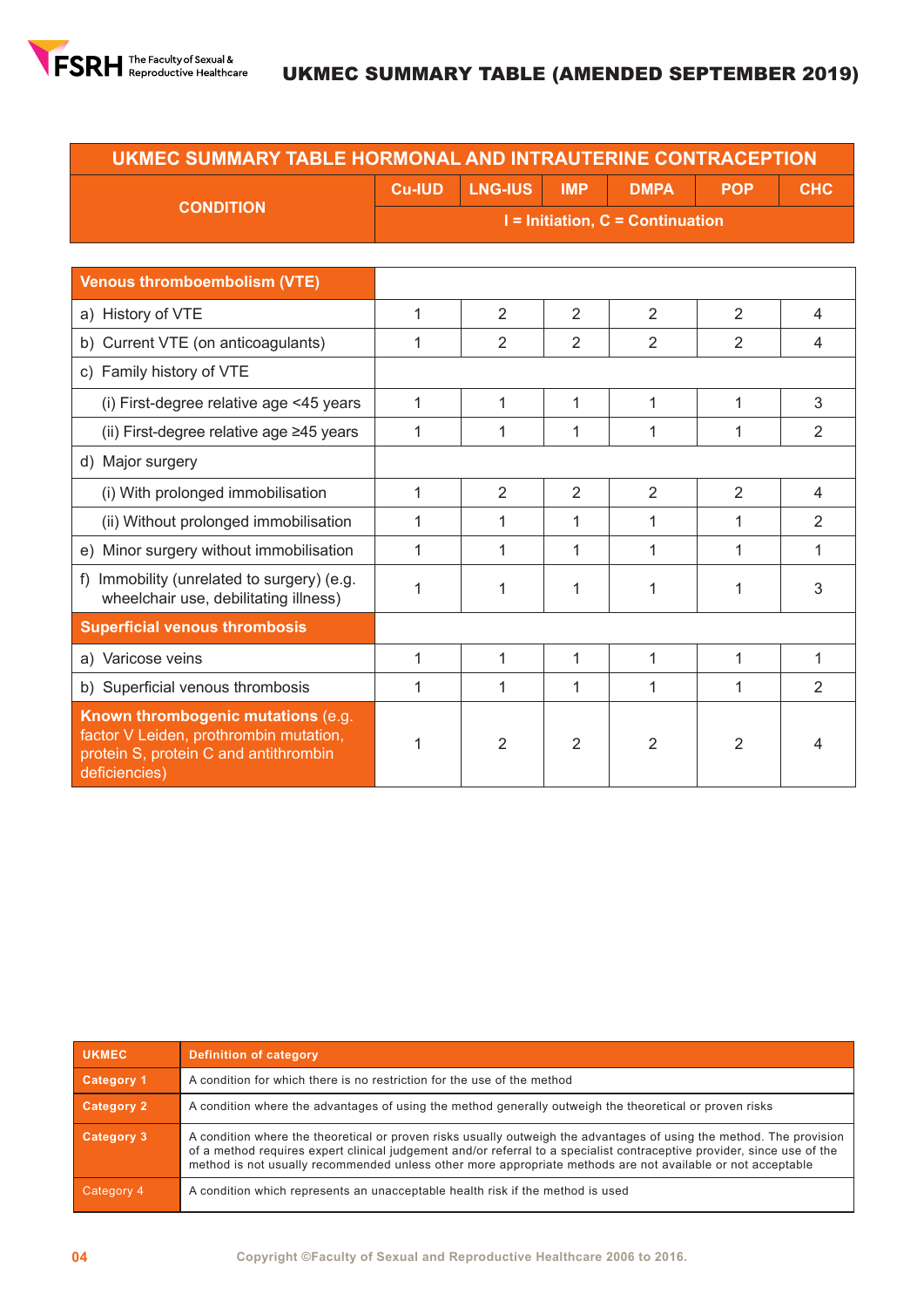## UKMEC SUMMARY TABLE HORMONAL AND INTRAUTERINE CONTRACEPTION

| CONDITION | Cu-IUD | LNG-IUS | IMP | DMPA | POP | CHC |
|---|---|---|---|---|---|---|
| | I = Initiation, C = Continuation | | | | | |
| **Venous thromboembolism (VTE)** | | | | | | |
| a) History of VTE | 1 | 2 | 2 | 2 | 2 | 4 |
| b) Current VTE (on anticoagulants) | 1 | 2 | 2 | 2 | 2 | 4 |
| c) Family history of VTE | | | | | | |
| (i) First-degree relative age <45 years | 1 | 1 | 1 | 1 | 1 | 3 |
| (ii) First-degree relative age ≥45 years | 1 | 1 | 1 | 1 | 1 | 2 |
| d) Major surgery | | | | | | |
| (i) With prolonged immobilisation | 1 | 2 | 2 | 2 | 2 | 4 |
| (ii) Without prolonged immobilisation | 1 | 1 | 1 | 1 | 1 | 2 |
| e) Minor surgery without immobilisation | 1 | 1 | 1 | 1 | 1 | 1 |
| f) Immobility (unrelated to surgery) (e.g. wheelchair use, debilitating illness) | 1 | 1 | 1 | 1 | 1 | 3 |
| **Superficial venous thrombosis** | | | | | | |
| a) Varicose veins | 1 | 1 | 1 | 1 | 1 | 1 |
| b) Superficial venous thrombosis | 1 | 1 | 1 | 1 | 1 | 2 |
| **Known thrombogenic mutations** (e.g. factor V Leiden, prothrombin mutation, protein S, protein C and antithrombin deficiencies) | 1 | 2 | 2 | 2 | 2 | 4 |

| UKMEC | Definition of category |
|---|---|
| **Category 1** | A condition for which there is no restriction for the use of the method |
| **Category 2** | A condition where the advantages of using the method generally outweigh the theoretical or proven risks |
| **Category 3** | A condition where the theoretical or proven risks usually outweigh the advantages of using the method. The provision of a method requires expert clinical judgement and/or referral to a specialist contraceptive provider, since use of the method is not usually recommended unless other more appropriate methods are not available or not acceptable |
| Category 4 | A condition which represents an unacceptable health risk if the method is used |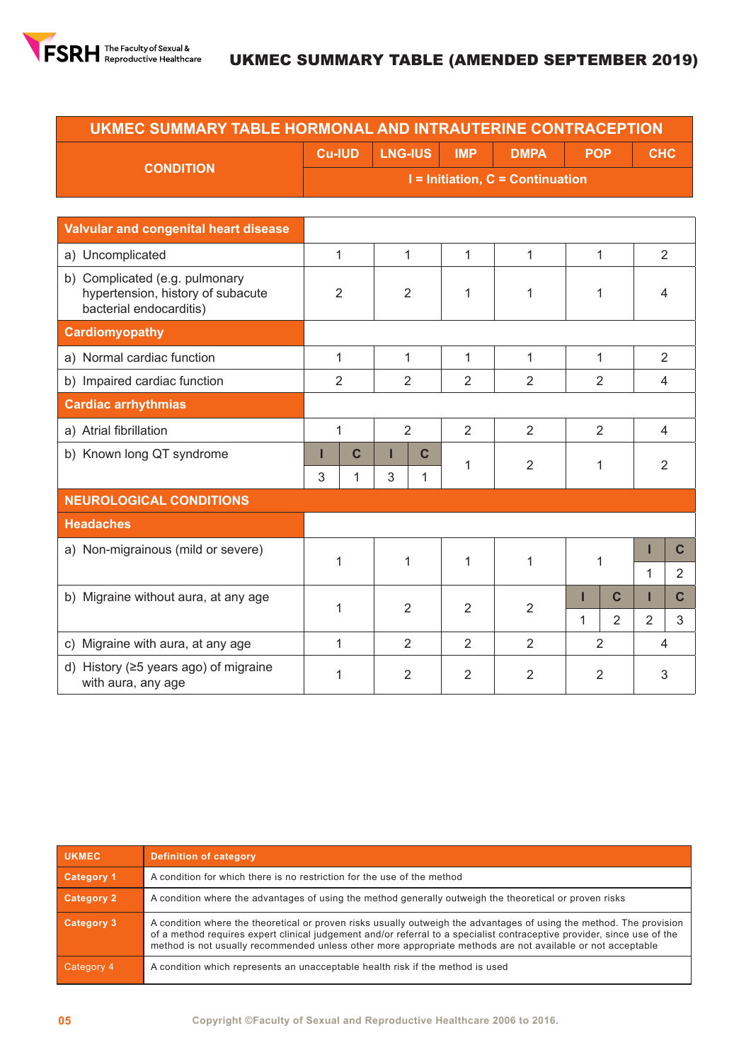# UKMEC SUMMARY TABLE (AMENDED SEPTEMBER 2019)

| UKMEC SUMMARY TABLE HORMONAL AND INTRAUTERINE CONTRACEPTION | | | | | | |
|---|---|---|---|---|---|---|
| **CONDITION** | **Cu-IUD** | **LNG-IUS** | **IMP** | **DMPA** | **POP** | **CHC** |
| | **I = Initiation, C = Continuation** | | | | | |
| **Valvular and congenital heart disease** | | | | | | |
| a) Uncomplicated | 1 | 1 | 1 | 1 | 1 | 2 |
| b) Complicated (e.g. pulmonary hypertension, history of subacute bacterial endocarditis) | 2 | 2 | 1 | 1 | 1 | 4 |
| **Cardiomyopathy** | | | | | | |
| a) Normal cardiac function | 1 | 1 | 1 | 1 | 1 | 2 |
| b) Impaired cardiac function | 2 | 2 | 2 | 2 | 2 | 4 |
| **Cardiac arrhythmias** | | | | | | |
| a) Atrial fibrillation | 1 | 2 | 2 | 2 | 2 | 4 |
| b) Known long QT syndrome | I: 3, C: 1 | I: 3, C: 1 | 1 | 2 | 1 | 2 |
| **NEUROLOGICAL CONDITIONS** | | | | | | |
| **Headaches** | | | | | | |
| a) Non-migrainous (mild or severe) | 1 | 1 | 1 | 1 | 1 | I: 1, C: 2 |
| b) Migraine without aura, at any age | 1 | 2 | 2 | 2 | I: 1, C: 2 | I: 2, C: 3 |
| c) Migraine with aura, at any age | 1 | 2 | 2 | 2 | 2 | 4 |
| d) History (≥5 years ago) of migraine with aura, any age | 1 | 2 | 2 | 2 | 2 | 3 |

| UKMEC | Definition of category |
|---|---|
| **Category 1** | A condition for which there is no restriction for the use of the method |
| **Category 2** | A condition where the advantages of using the method generally outweigh the theoretical or proven risks |
| **Category 3** | A condition where the theoretical or proven risks usually outweigh the advantages of using the method. The provision of a method requires expert clinical judgement and/or referral to a specialist contraceptive provider, since use of the method is not usually recommended unless other more appropriate methods are not available or not acceptable |
| Category 4 | A condition which represents an unacceptable health risk if the method is used |

Copyright ©Faculty of Sexual and Reproductive Healthcare 2006 to 2016.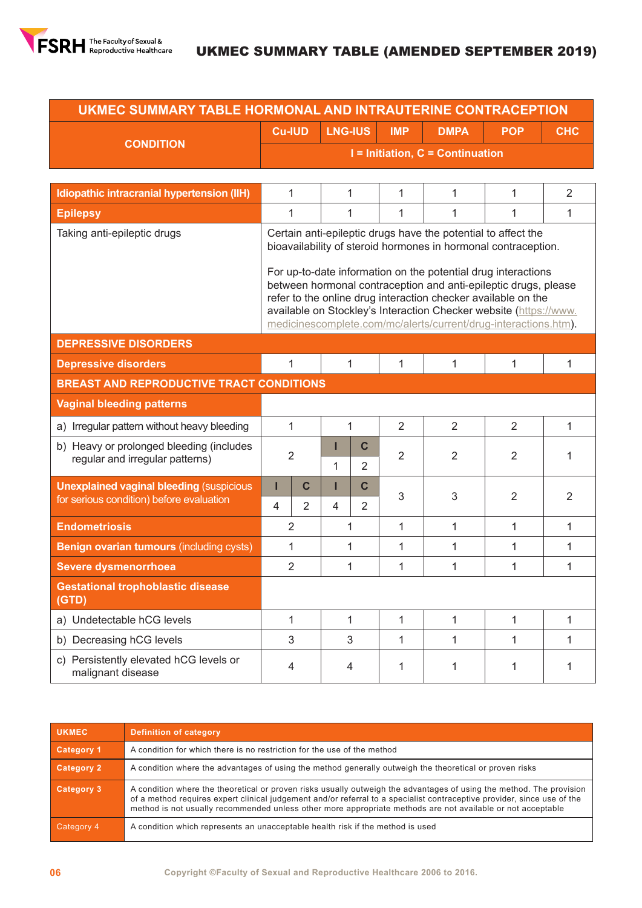# UKMEC SUMMARY TABLE (AMENDED SEPTEMBER 2019)

## UKMEC SUMMARY TABLE HORMONAL AND INTRAUTERINE CONTRACEPTION

| CONDITION | Cu-IUD | | LNG-IUS | | IMP | DMPA | POP | CHC |
|---|---|---|---|---|---|---|---|---|
| | I = Initiation, C = Continuation | | | | | | | |
| **Idiopathic intracranial hypertension (IIH)** | 1 | | 1 | | 1 | 1 | 1 | 2 |
| **Epilepsy** | 1 | | 1 | | 1 | 1 | 1 | 1 |
| Taking anti-epileptic drugs | Certain anti-epileptic drugs have the potential to affect the bioavailability of steroid hormones in hormonal contraception. For up-to-date information on the potential drug interactions between hormonal contraception and anti-epileptic drugs, please refer to the online drug interaction checker available on the available on Stockley's Interaction Checker website (https://www.medicinescomplete.com/mc/alerts/current/drug-interactions.htm). | | | | | | | |
| **DEPRESSIVE DISORDERS** | | | | | | | | |
| **Depressive disorders** | 1 | | 1 | | 1 | 1 | 1 | 1 |
| **BREAST AND REPRODUCTIVE TRACT CONDITIONS** | | | | | | | | |
| **Vaginal bleeding patterns** | | | | | | | | |
| a) Irregular pattern without heavy bleeding | 1 | | 1 | | 2 | 2 | 2 | 1 |
| b) Heavy or prolonged bleeding (includes regular and irregular patterns) | 2 | | I: 1 | C: 2 | 2 | 2 | 2 | 1 |
| **Unexplained vaginal bleeding** (suspicious for serious condition) before evaluation | I: 4 | C: 2 | I: 4 | C: 2 | 3 | 3 | 2 | 2 |
| **Endometriosis** | 2 | | 1 | | 1 | 1 | 1 | 1 |
| **Benign ovarian tumours** (including cysts) | 1 | | 1 | | 1 | 1 | 1 | 1 |
| **Severe dysmenorrhoea** | 2 | | 1 | | 1 | 1 | 1 | 1 |
| **Gestational trophoblastic disease (GTD)** | | | | | | | | |
| a) Undetectable hCG levels | 1 | | 1 | | 1 | 1 | 1 | 1 |
| b) Decreasing hCG levels | 3 | | 3 | | 1 | 1 | 1 | 1 |
| c) Persistently elevated hCG levels or malignant disease | 4 | | 4 | | 1 | 1 | 1 | 1 |

| UKMEC | Definition of category |
|---|---|
| **Category 1** | A condition for which there is no restriction for the use of the method |
| **Category 2** | A condition where the advantages of using the method generally outweigh the theoretical or proven risks |
| **Category 3** | A condition where the theoretical or proven risks usually outweigh the advantages of using the method. The provision of a method requires expert clinical judgement and/or referral to a specialist contraceptive provider, since use of the method is not usually recommended unless other more appropriate methods are not available or not acceptable |
| Category 4 | A condition which represents an unacceptable health risk if the method is used |

Copyright ©Faculty of Sexual and Reproductive Healthcare 2006 to 2016.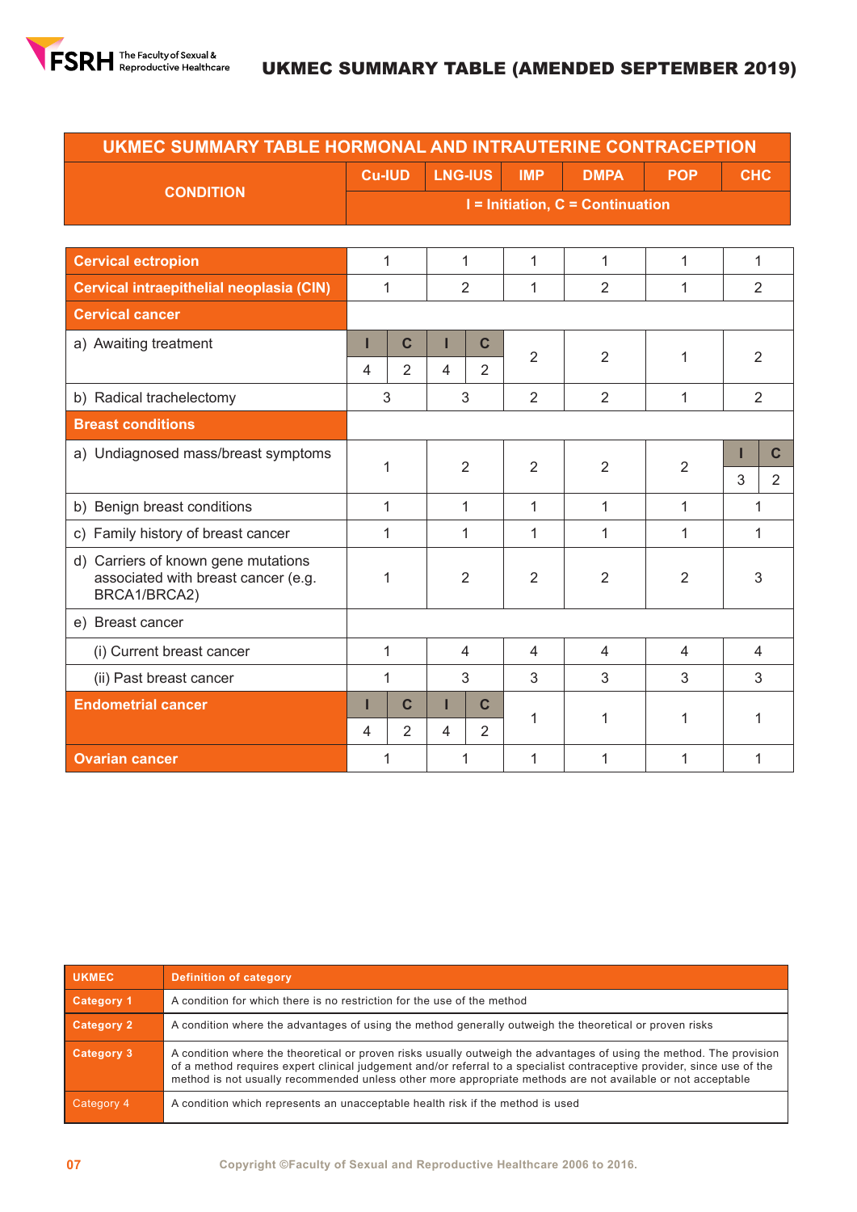# UKMEC SUMMARY TABLE (AMENDED SEPTEMBER 2019)

| UKMEC SUMMARY TABLE HORMONAL AND INTRAUTERINE CONTRACEPTION | | | | | | | | |
|---|---|---|---|---|---|---|---|---|
| **CONDITION** | **Cu-IUD** | | **LNG-IUS** | | **IMP** | **DMPA** | **POP** | **CHC** |
| | **I = Initiation, C = Continuation** | | | | | | | |
| **Cervical ectropion** | 1 | | 1 | | 1 | 1 | 1 | 1 |
| **Cervical intraepithelial neoplasia (CIN)** | 1 | | 2 | | 1 | 2 | 1 | 2 |
| **Cervical cancer** | | | | | | | | |
| a) Awaiting treatment | I: 4 | C: 2 | I: 4 | C: 2 | 2 | 2 | 1 | 2 |
| b) Radical trachelectomy | 3 | | 3 | | 2 | 2 | 1 | 2 |
| **Breast conditions** | | | | | | | | |
| a) Undiagnosed mass/breast symptoms | 1 | | 2 | | 2 | 2 | 2 | I: 3, C: 2 |
| b) Benign breast conditions | 1 | | 1 | | 1 | 1 | 1 | 1 |
| c) Family history of breast cancer | 1 | | 1 | | 1 | 1 | 1 | 1 |
| d) Carriers of known gene mutations associated with breast cancer (e.g. BRCA1/BRCA2) | 1 | | 2 | | 2 | 2 | 2 | 3 |
| e) Breast cancer | | | | | | | | |
| (i) Current breast cancer | 1 | | 4 | | 4 | 4 | 4 | 4 |
| (ii) Past breast cancer | 1 | | 3 | | 3 | 3 | 3 | 3 |
| **Endometrial cancer** | I: 4 | C: 2 | I: 4 | C: 2 | 1 | 1 | 1 | 1 |
| **Ovarian cancer** | 1 | | 1 | | 1 | 1 | 1 | 1 |

| UKMEC | Definition of category |
|---|---|
| Category 1 | A condition for which there is no restriction for the use of the method |
| Category 2 | A condition where the advantages of using the method generally outweigh the theoretical or proven risks |
| Category 3 | A condition where the theoretical or proven risks usually outweigh the advantages of using the method. The provision of a method requires expert clinical judgement and/or referral to a specialist contraceptive provider, since use of the method is not usually recommended unless other more appropriate methods are not available or not acceptable |
| Category 4 | A condition which represents an unacceptable health risk if the method is used |

Copyright ©Faculty of Sexual and Reproductive Healthcare 2006 to 2016.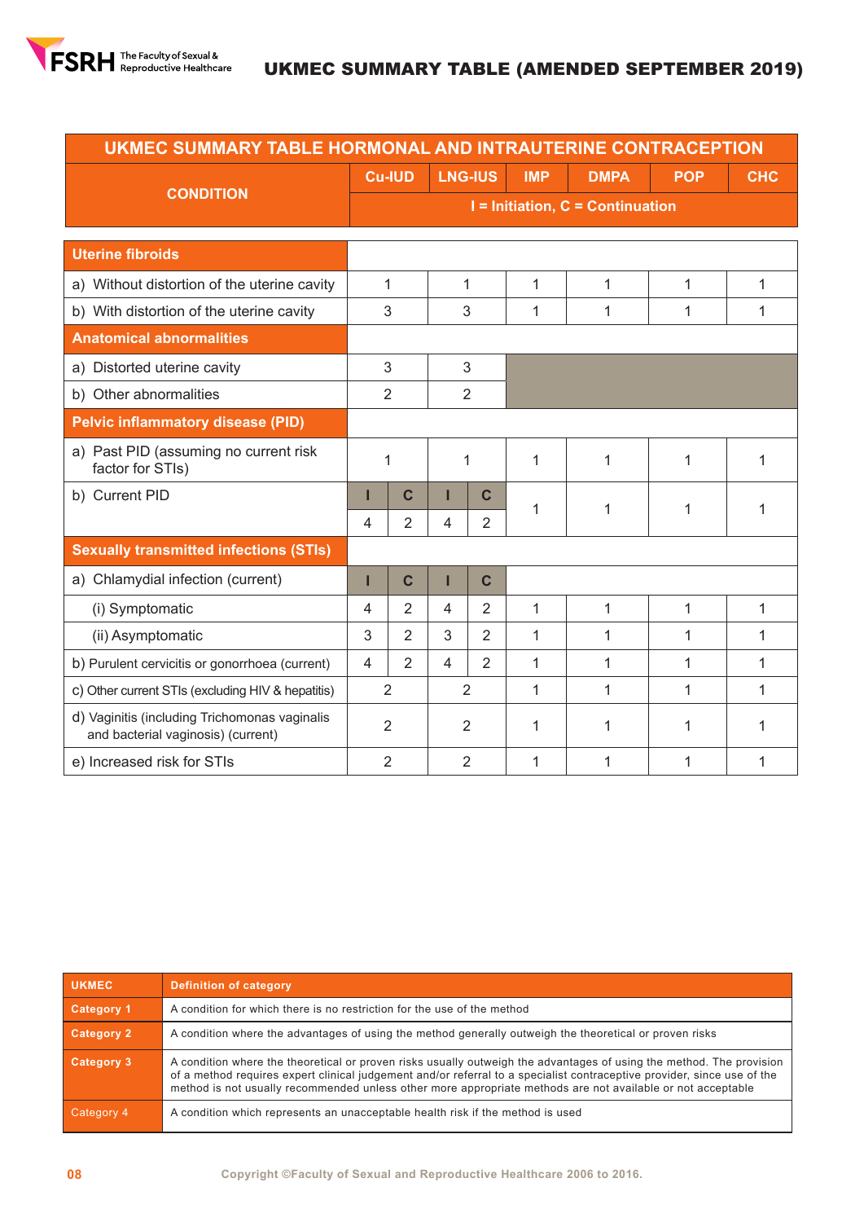## UKMEC SUMMARY TABLE (AMENDED SEPTEMBER 2019)

| UKMEC SUMMARY TABLE HORMONAL AND INTRAUTERINE CONTRACEPTION | | | | | | | | |
|---|---|---|---|---|---|---|---|---|
| CONDITION | Cu-IUD | | LNG-IUS | | IMP | DMPA | POP | CHC |
| | I = Initiation, C = Continuation | | | | | | | |
| **Uterine fibroids** | | | | | | | | |
| a) Without distortion of the uterine cavity | 1 | | 1 | | 1 | 1 | 1 | 1 |
| b) With distortion of the uterine cavity | 3 | | 3 | | 1 | 1 | 1 | 1 |
| **Anatomical abnormalities** | | | | | | | | |
| a) Distorted uterine cavity | 3 | | 3 | | | | | |
| b) Other abnormalities | 2 | | 2 | | | | | |
| **Pelvic inflammatory disease (PID)** | | | | | | | | |
| a) Past PID (assuming no current risk factor for STIs) | 1 | | 1 | | 1 | 1 | 1 | 1 |
| b) Current PID | I | C | I | C | 1 | 1 | 1 | 1 |
| | 4 | 2 | 4 | 2 | | | | |
| **Sexually transmitted infections (STIs)** | | | | | | | | |
| a) Chlamydial infection (current) | I | C | I | C | | | | |
| (i) Symptomatic | 4 | 2 | 4 | 2 | 1 | 1 | 1 | 1 |
| (ii) Asymptomatic | 3 | 2 | 3 | 2 | 1 | 1 | 1 | 1 |
| b) Purulent cervicitis or gonorrhoea (current) | 4 | 2 | 4 | 2 | 1 | 1 | 1 | 1 |
| c) Other current STIs (excluding HIV & hepatitis) | 2 | | 2 | | 1 | 1 | 1 | 1 |
| d) Vaginitis (including Trichomonas vaginalis and bacterial vaginosis) (current) | 2 | | 2 | | 1 | 1 | 1 | 1 |
| e) Increased risk for STIs | 2 | | 2 | | 1 | 1 | 1 | 1 |

| UKMEC | Definition of category |
|---|---|
| **Category 1** | A condition for which there is no restriction for the use of the method |
| **Category 2** | A condition where the advantages of using the method generally outweigh the theoretical or proven risks |
| **Category 3** | A condition where the theoretical or proven risks usually outweigh the advantages of using the method. The provision of a method requires expert clinical judgement and/or referral to a specialist contraceptive provider, since use of the method is not usually recommended unless other more appropriate methods are not available or not acceptable |
| Category 4 | A condition which represents an unacceptable health risk if the method is used |

Copyright ©Faculty of Sexual and Reproductive Healthcare 2006 to 2016.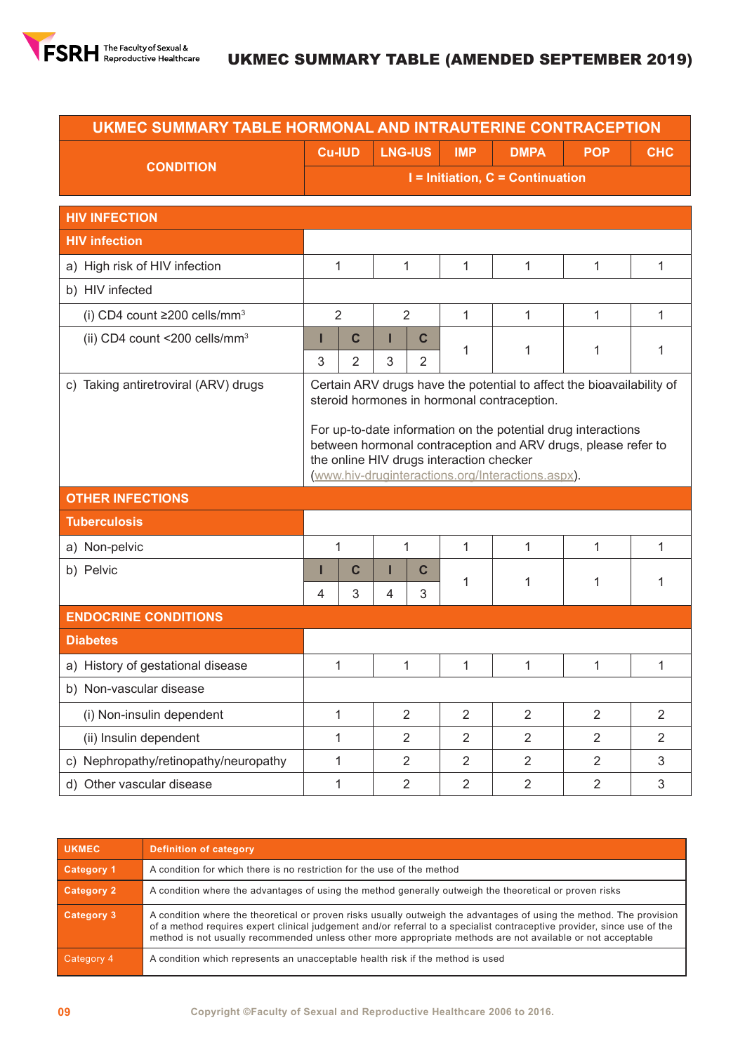# UKMEC SUMMARY TABLE (AMENDED SEPTEMBER 2019)

| UKMEC SUMMARY TABLE HORMONAL AND INTRAUTERINE CONTRACEPTION | | | | | | | | |
|---|---|---|---|---|---|---|---|---|
| CONDITION | Cu-IUD | | LNG-IUS | | IMP | DMPA | POP | CHC |
| | I = Initiation, C = Continuation | | | | | | | |
| **HIV INFECTION** | | | | | | | | |
| **HIV infection** | | | | | | | | |
| a) High risk of HIV infection | 1 | | 1 | | 1 | 1 | 1 | 1 |
| b) HIV infected | | | | | | | | |
| (i) CD4 count ≥200 cells/mm³ | 2 | | 2 | | 1 | 1 | 1 | 1 |
| (ii) CD4 count <200 cells/mm³ | I: 3 | C: 2 | I: 3 | C: 2 | 1 | 1 | 1 | 1 |
| c) Taking antiretroviral (ARV) drugs | Certain ARV drugs have the potential to affect the bioavailability of steroid hormones in hormonal contraception. For up-to-date information on the potential drug interactions between hormonal contraception and ARV drugs, please refer to the online HIV drugs interaction checker (www.hiv-druginteractions.org/Interactions.aspx). | | | | | | | |
| **OTHER INFECTIONS** | | | | | | | | |
| **Tuberculosis** | | | | | | | | |
| a) Non-pelvic | 1 | | 1 | | 1 | 1 | 1 | 1 |
| b) Pelvic | I: 4 | C: 3 | I: 4 | C: 3 | 1 | 1 | 1 | 1 |
| **ENDOCRINE CONDITIONS** | | | | | | | | |
| **Diabetes** | | | | | | | | |
| a) History of gestational disease | 1 | | 1 | | 1 | 1 | 1 | 1 |
| b) Non-vascular disease | | | | | | | | |
| (i) Non-insulin dependent | 1 | | 2 | | 2 | 2 | 2 | 2 |
| (ii) Insulin dependent | 1 | | 2 | | 2 | 2 | 2 | 2 |
| c) Nephropathy/retinopathy/neuropathy | 1 | | 2 | | 2 | 2 | 2 | 3 |
| d) Other vascular disease | 1 | | 2 | | 2 | 2 | 2 | 3 |

| UKMEC | Definition of category |
|---|---|
| Category 1 | A condition for which there is no restriction for the use of the method |
| Category 2 | A condition where the advantages of using the method generally outweigh the theoretical or proven risks |
| Category 3 | A condition where the theoretical or proven risks usually outweigh the advantages of using the method. The provision of a method requires expert clinical judgement and/or referral to a specialist contraceptive provider, since use of the method is not usually recommended unless other more appropriate methods are not available or not acceptable |
| Category 4 | A condition which represents an unacceptable health risk if the method is used |

Copyright ©Faculty of Sexual and Reproductive Healthcare 2006 to 2016.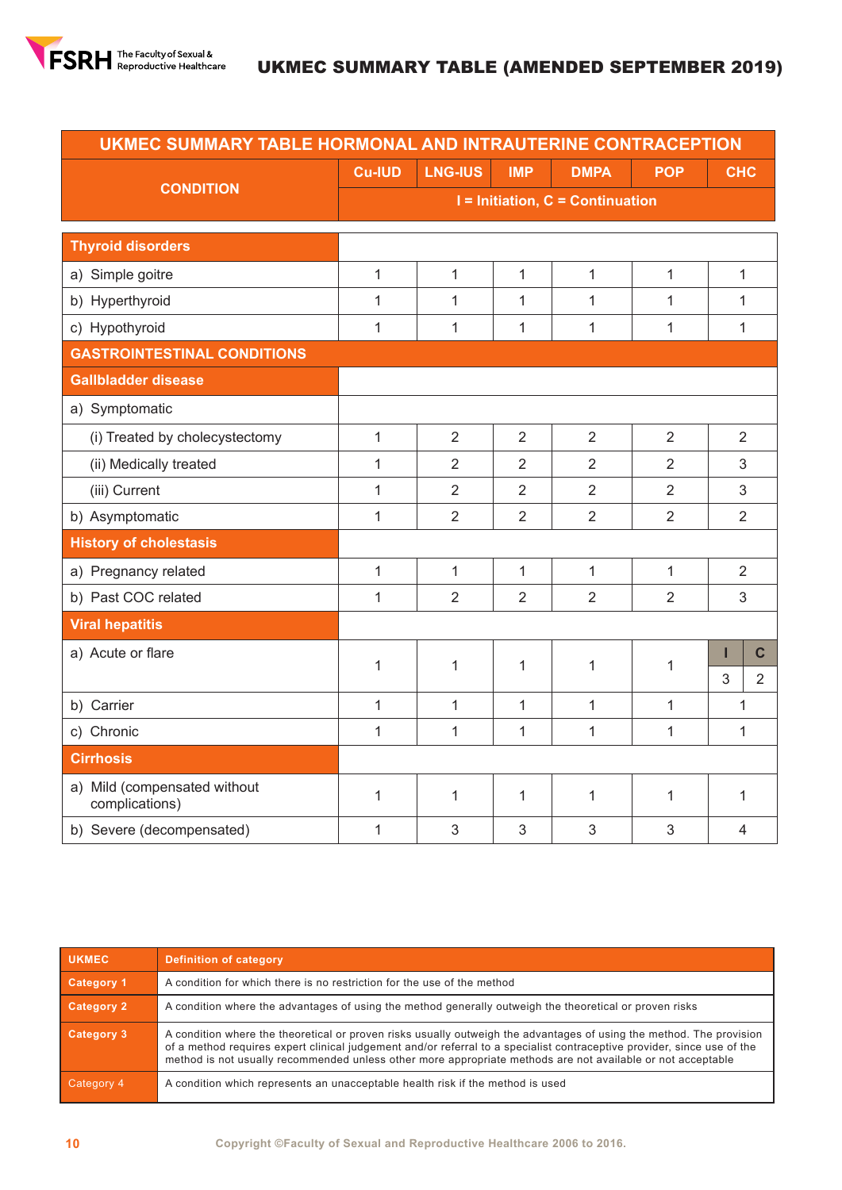# UKMEC SUMMARY TABLE (AMENDED SEPTEMBER 2019)

| UKMEC SUMMARY TABLE HORMONAL AND INTRAUTERINE CONTRACEPTION | | | | | | |
|---|---|---|---|---|---|---|
| **CONDITION** | **Cu-IUD** | **LNG-IUS** | **IMP** | **DMPA** | **POP** | **CHC** |
| | **I = Initiation, C = Continuation** | | | | | |
| **Thyroid disorders** | | | | | | |
| a) Simple goitre | 1 | 1 | 1 | 1 | 1 | 1 |
| b) Hyperthyroid | 1 | 1 | 1 | 1 | 1 | 1 |
| c) Hypothyroid | 1 | 1 | 1 | 1 | 1 | 1 |
| **GASTROINTESTINAL CONDITIONS** | | | | | | |
| **Gallbladder disease** | | | | | | |
| a) Symptomatic | | | | | | |
| (i) Treated by cholecystectomy | 1 | 2 | 2 | 2 | 2 | 2 |
| (ii) Medically treated | 1 | 2 | 2 | 2 | 2 | 3 |
| (iii) Current | 1 | 2 | 2 | 2 | 2 | 3 |
| b) Asymptomatic | 1 | 2 | 2 | 2 | 2 | 2 |
| **History of cholestasis** | | | | | | |
| a) Pregnancy related | 1 | 1 | 1 | 1 | 1 | 2 |
| b) Past COC related | 1 | 2 | 2 | 2 | 2 | 3 |
| **Viral hepatitis** | | | | | | |
| a) Acute or flare | 1 | 1 | 1 | 1 | 1 | I: 3, C: 2 |
| b) Carrier | 1 | 1 | 1 | 1 | 1 | 1 |
| c) Chronic | 1 | 1 | 1 | 1 | 1 | 1 |
| **Cirrhosis** | | | | | | |
| a) Mild (compensated without complications) | 1 | 1 | 1 | 1 | 1 | 1 |
| b) Severe (decompensated) | 1 | 3 | 3 | 3 | 3 | 4 |

| UKMEC | Definition of category |
|---|---|
| **Category 1** | A condition for which there is no restriction for the use of the method |
| **Category 2** | A condition where the advantages of using the method generally outweigh the theoretical or proven risks |
| **Category 3** | A condition where the theoretical or proven risks usually outweigh the advantages of using the method. The provision of a method requires expert clinical judgement and/or referral to a specialist contraceptive provider, since use of the method is not usually recommended unless other more appropriate methods are not available or not acceptable |
| Category 4 | A condition which represents an unacceptable health risk if the method is used |

Copyright ©Faculty of Sexual and Reproductive Healthcare 2006 to 2016.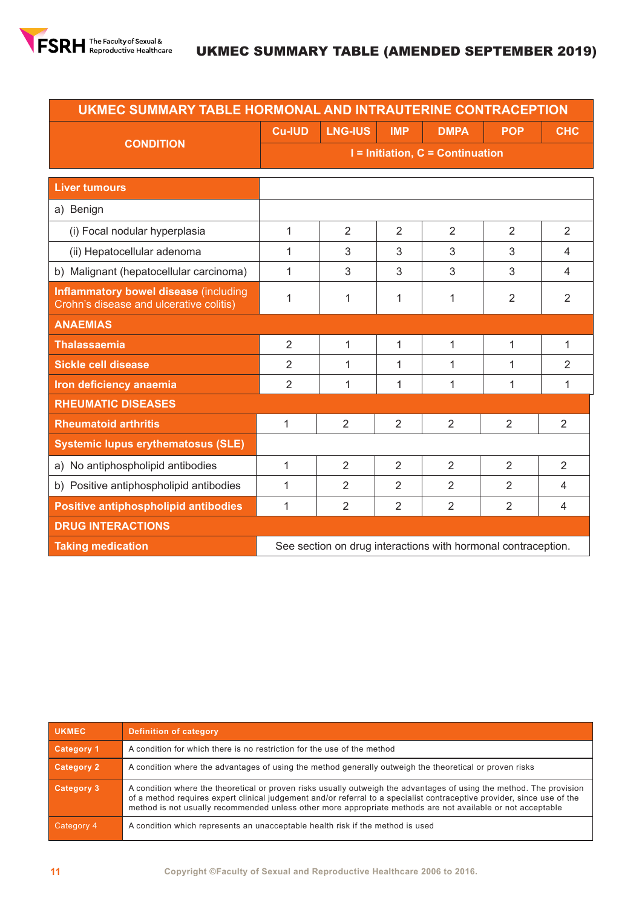# UKMEC SUMMARY TABLE (AMENDED SEPTEMBER 2019)

| UKMEC SUMMARY TABLE HORMONAL AND INTRAUTERINE CONTRACEPTION | | | | | | |
|---|---|---|---|---|---|---|
| **CONDITION** | **Cu-IUD** | **LNG-IUS** | **IMP** | **DMPA** | **POP** | **CHC** |
| | **I = Initiation, C = Continuation** | | | | | |
| **Liver tumours** | | | | | | |
| a) Benign | | | | | | |
| (i) Focal nodular hyperplasia | 1 | 2 | 2 | 2 | 2 | 2 |
| (ii) Hepatocellular adenoma | 1 | 3 | 3 | 3 | 3 | 4 |
| b) Malignant (hepatocellular carcinoma) | 1 | 3 | 3 | 3 | 3 | 4 |
| **Inflammatory bowel disease** (including Crohn's disease and ulcerative colitis) | 1 | 1 | 1 | 1 | 2 | 2 |
| **ANAEMIAS** | | | | | | |
| **Thalassaemia** | 2 | 1 | 1 | 1 | 1 | 1 |
| **Sickle cell disease** | 2 | 1 | 1 | 1 | 1 | 2 |
| **Iron deficiency anaemia** | 2 | 1 | 1 | 1 | 1 | 1 |
| **RHEUMATIC DISEASES** | | | | | | |
| **Rheumatoid arthritis** | 1 | 2 | 2 | 2 | 2 | 2 |
| **Systemic lupus erythematosus (SLE)** | | | | | | |
| a) No antiphospholipid antibodies | 1 | 2 | 2 | 2 | 2 | 2 |
| b) Positive antiphospholipid antibodies | 1 | 2 | 2 | 2 | 2 | 4 |
| **Positive antiphospholipid antibodies** | 1 | 2 | 2 | 2 | 2 | 4 |
| **DRUG INTERACTIONS** | | | | | | |
| **Taking medication** | See section on drug interactions with hormonal contraception. | | | | | |

| UKMEC | Definition of category |
|---|---|
| **Category 1** | A condition for which there is no restriction for the use of the method |
| **Category 2** | A condition where the advantages of using the method generally outweigh the theoretical or proven risks |
| **Category 3** | A condition where the theoretical or proven risks usually outweigh the advantages of using the method. The provision of a method requires expert clinical judgement and/or referral to a specialist contraceptive provider, since use of the method is not usually recommended unless other more appropriate methods are not available or not acceptable |
| Category 4 | A condition which represents an unacceptable health risk if the method is used |

Copyright ©Faculty of Sexual and Reproductive Healthcare 2006 to 2016.